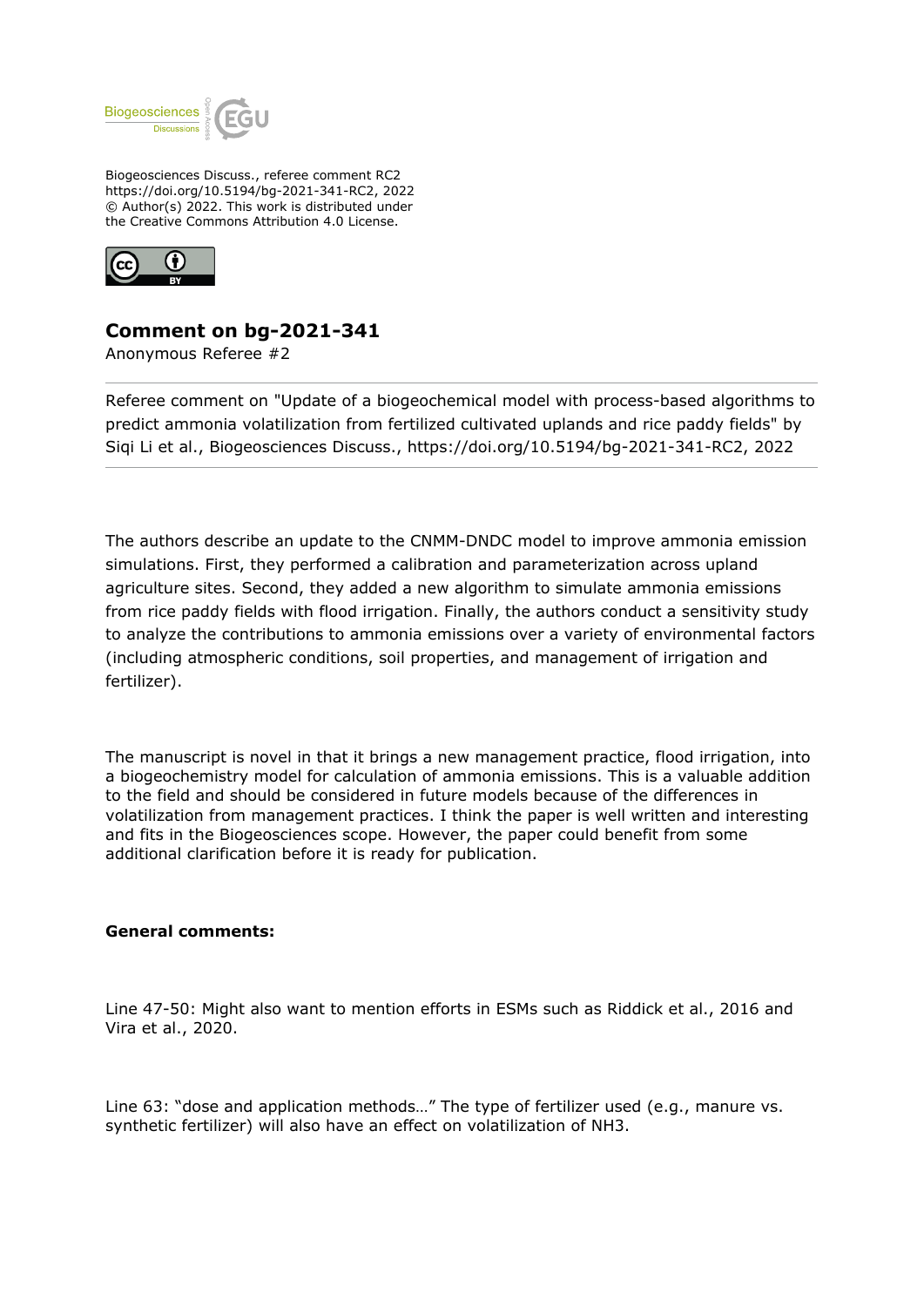Biogeosciences Discuss., referee comment RC2
https://doi.org/10.5194/bg-2021-341-RC2, 2022
© Author(s) 2022. This work is distributed under
the Creative Commons Attribution 4.0 License.

## Comment on bg-2021-341

Anonymous Referee #2

Referee comment on "Update of a biogeochemical model with process-based algorithms to predict ammonia volatilization from fertilized cultivated uplands and rice paddy fields" by Siqi Li et al., Biogeosciences Discuss., https://doi.org/10.5194/bg-2021-341-RC2, 2022

The authors describe an update to the CNMM-DNDC model to improve ammonia emission simulations. First, they performed a calibration and parameterization across upland agriculture sites. Second, they added a new algorithm to simulate ammonia emissions from rice paddy fields with flood irrigation. Finally, the authors conduct a sensitivity study to analyze the contributions to ammonia emissions over a variety of environmental factors (including atmospheric conditions, soil properties, and management of irrigation and fertilizer).

The manuscript is novel in that it brings a new management practice, flood irrigation, into a biogeochemistry model for calculation of ammonia emissions. This is a valuable addition to the field and should be considered in future models because of the differences in volatilization from management practices. I think the paper is well written and interesting and fits in the Biogeosciences scope. However, the paper could benefit from some additional clarification before it is ready for publication.

**General comments:**

Line 47-50: Might also want to mention efforts in ESMs such as Riddick et al., 2016 and Vira et al., 2020.

Line 63: "dose and application methods…" The type of fertilizer used (e.g., manure vs. synthetic fertilizer) will also have an effect on volatilization of $NH_3$.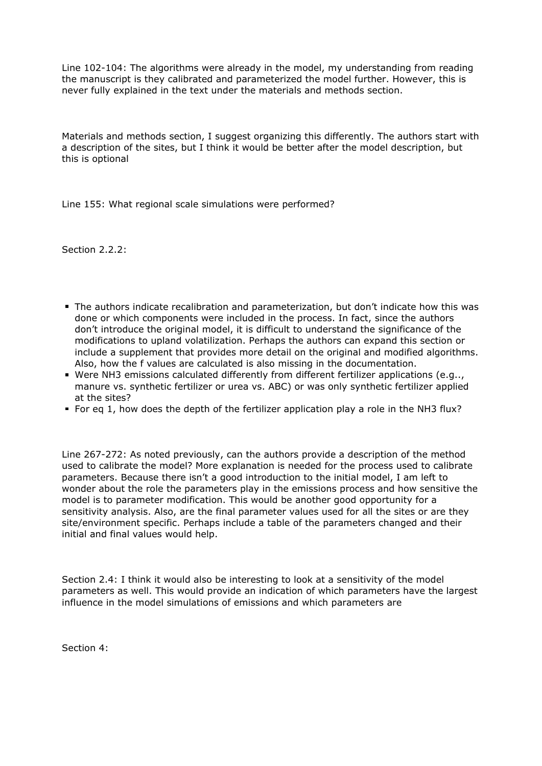Line 102-104: The algorithms were already in the model, my understanding from reading the manuscript is they calibrated and parameterized the model further. However, this is never fully explained in the text under the materials and methods section.

Materials and methods section, I suggest organizing this differently. The authors start with a description of the sites, but I think it would be better after the model description, but this is optional

Line 155: What regional scale simulations were performed?

Section 2.2.2:

- The authors indicate recalibration and parameterization, but don't indicate how this was done or which components were included in the process. In fact, since the authors don't introduce the original model, it is difficult to understand the significance of the modifications to upland volatilization. Perhaps the authors can expand this section or include a supplement that provides more detail on the original and modified algorithms. Also, how the f values are calculated is also missing in the documentation.
- Were $NH_3$ emissions calculated differently from different fertilizer applications (e.g.., manure vs. synthetic fertilizer or urea vs. ABC) or was only synthetic fertilizer applied at the sites?
- For eq 1, how does the depth of the fertilizer application play a role in the $NH_3$ flux?

Line 267-272: As noted previously, can the authors provide a description of the method used to calibrate the model? More explanation is needed for the process used to calibrate parameters. Because there isn't a good introduction to the initial model, I am left to wonder about the role the parameters play in the emissions process and how sensitive the model is to parameter modification. This would be another good opportunity for a sensitivity analysis. Also, are the final parameter values used for all the sites or are they site/environment specific. Perhaps include a table of the parameters changed and their initial and final values would help.

Section 2.4: I think it would also be interesting to look at a sensitivity of the model parameters as well. This would provide an indication of which parameters have the largest influence in the model simulations of emissions and which parameters are

Section 4: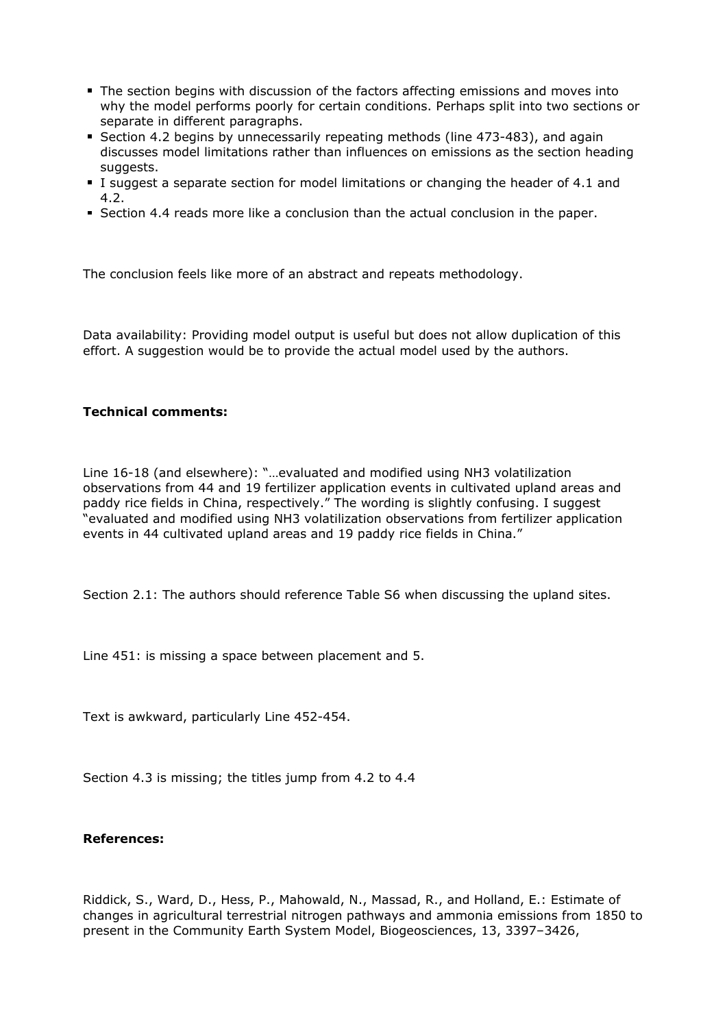- The section begins with discussion of the factors affecting emissions and moves into why the model performs poorly for certain conditions. Perhaps split into two sections or separate in different paragraphs.
- Section 4.2 begins by unnecessarily repeating methods (line 473-483), and again discusses model limitations rather than influences on emissions as the section heading suggests.
- I suggest a separate section for model limitations or changing the header of 4.1 and 4.2.
- Section 4.4 reads more like a conclusion than the actual conclusion in the paper.

The conclusion feels like more of an abstract and repeats methodology.

Data availability: Providing model output is useful but does not allow duplication of this effort. A suggestion would be to provide the actual model used by the authors.

**Technical comments:**

Line 16-18 (and elsewhere): "…evaluated and modified using $NH_3$ volatilization observations from 44 and 19 fertilizer application events in cultivated upland areas and paddy rice fields in China, respectively." The wording is slightly confusing. I suggest "evaluated and modified using $NH_3$ volatilization observations from fertilizer application events in 44 cultivated upland areas and 19 paddy rice fields in China."

Section 2.1: The authors should reference Table S6 when discussing the upland sites.

Line 451: is missing a space between placement and 5.

Text is awkward, particularly Line 452-454.

Section 4.3 is missing; the titles jump from 4.2 to 4.4

**References:**

Riddick, S., Ward, D., Hess, P., Mahowald, N., Massad, R., and Holland, E.: Estimate of changes in agricultural terrestrial nitrogen pathways and ammonia emissions from 1850 to present in the Community Earth System Model, Biogeosciences, 13, 3397–3426,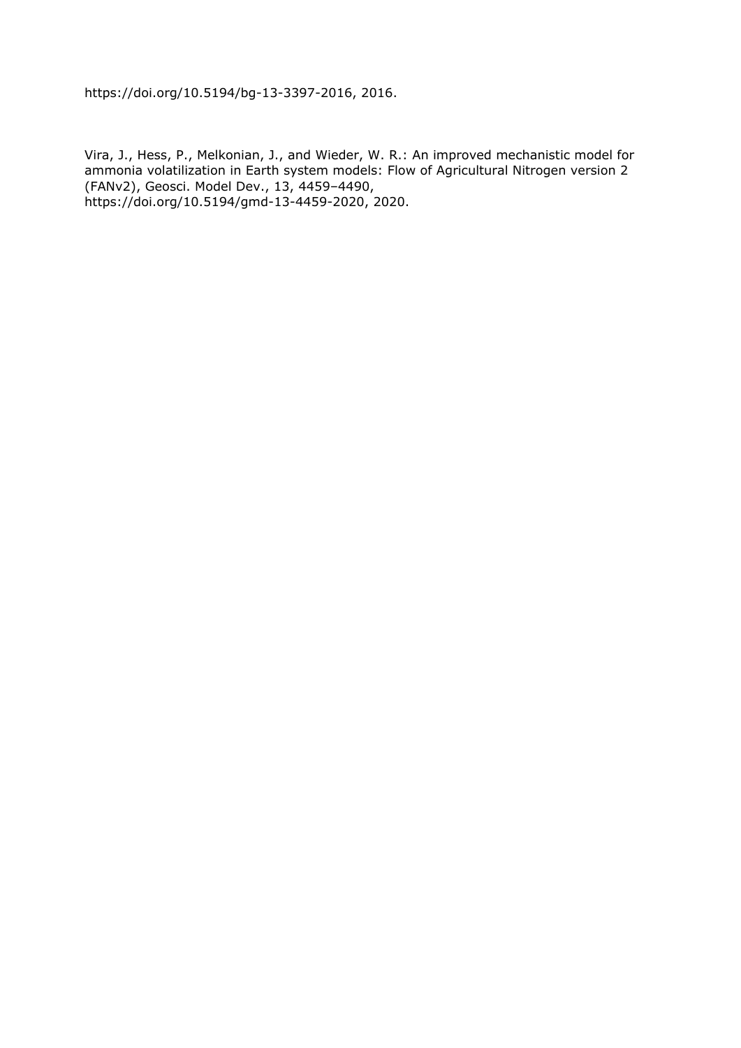https://doi.org/10.5194/bg-13-3397-2016, 2016.

Vira, J., Hess, P., Melkonian, J., and Wieder, W. R.: An improved mechanistic model for ammonia volatilization in Earth system models: Flow of Agricultural Nitrogen version 2 (FANv2), Geosci. Model Dev., 13, 4459–4490, https://doi.org/10.5194/gmd-13-4459-2020, 2020.